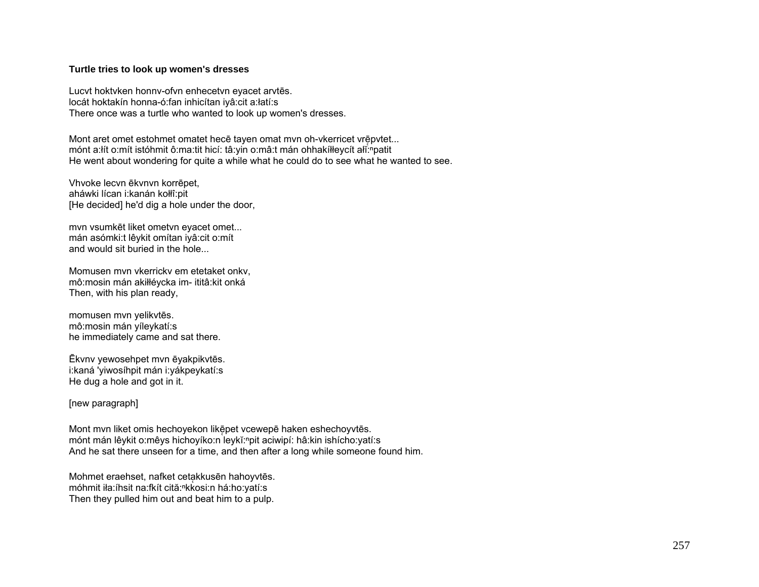**Turtle tries to look up women's dresses**

Lucvt hoktvken honnv-ofvn enhecetvn eyacet arvtēs.
locát hoktakín honna-ó:fan inhicítan iyâ:cit a:łatí:s
There once was a turtle who wanted to look up women's dresses.

Mont aret omet estohmet omatet hecē tayen omat mvn oh-vkerricet vrē̜pvtet...
mónt a:łít o:mít istóhmit ô:ma:tit hicí: tâ:yin o:mâ:t mán ohhakíłłeycít ałǐ̜:ⁿpatit
He went about wondering for quite a while what he could do to see what he wanted to see.

Vhvoke lecvn ēkvnvn korrēpet,
aháwki lícan i:kanán kołłí:pit
[He decided] he'd dig a hole under the door,

mvn vsumkēt liket ometvn eyacet omet...
mán asómki:t lêykit omítan iyâ:cit o:mít
and would sit buried in the hole...

Momusen mvn vkerrickv em etetaket onkv,
mô:mosin mán akiłłéycka im- ititâ:kit onká
Then, with his plan ready,

momusen mvn yelikvtēs.
mô:mosin mán yíleykatí:s
he immediately came and sat there.

Ēkvnv yewosehpet mvn ēyakpikvtēs.
i:kaná 'yiwosíhpit mán i:yákpeykatí:s
He dug a hole and got in it.

[new paragraph]

Mont mvn liket omis hechoyekon likē̜pet vcewepē haken eshechoyvtēs.
mónt mán lêykit o:mêys hichoyíko:n leykǐ̜:ⁿpit aciwipí: hâ:kin ishícho:yatí:s
And he sat there unseen for a time, and then after a long while someone found him.

Mohmet eraehset, nafket cetạkkusēn hahoyvtēs.
móhmit iła:íhsit na:fkít cită̜:ⁿkkosi:n há:ho:yatí:s
Then they pulled him out and beat him to a pulp.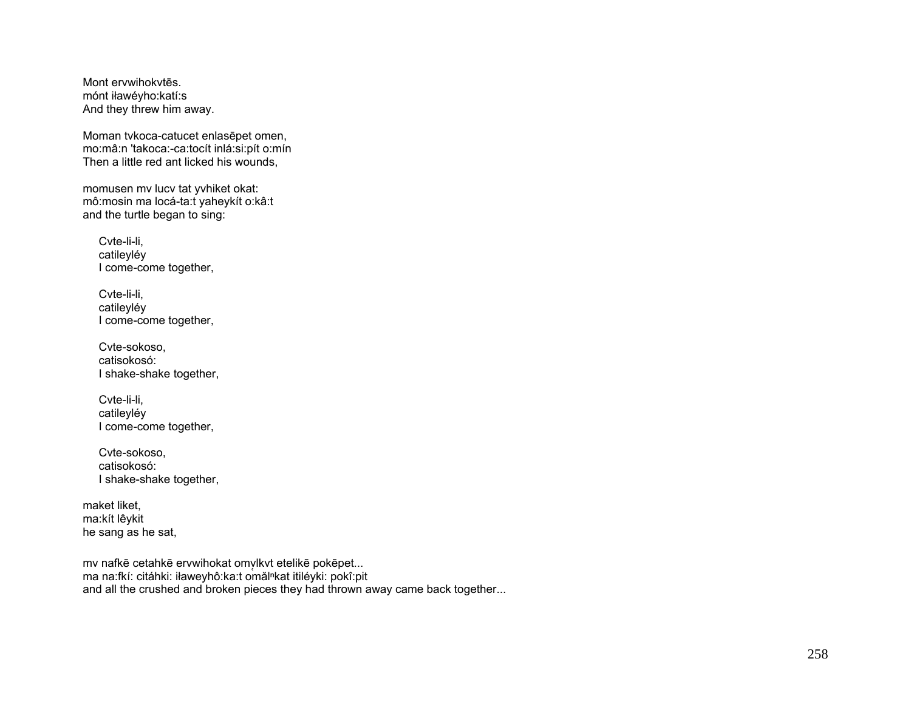Mont ervwihokvtēs.
mónt iławéyho:katí:s
And they threw him away.

Moman tvkoca-catucet enlasēpet omen,
mo:mâ:n 'takoca:-ca:tocít inlá:si:pít o:mín
Then a little red ant licked his wounds,

momusen mv lucv tat yvhiket okat:
mô:mosin ma locá-ta:t yaheykít o:kâ:t
and the turtle began to sing:

> Cvte-li-li,
> catileyléy
> I come-come together,
>
> Cvte-li-li,
> catileyléy
> I come-come together,
>
> Cvte-sokoso,
> catisokosó:
> I shake-shake together,
>
> Cvte-li-li,
> catileyléy
> I come-come together,
>
> Cvte-sokoso,
> catisokosó:
> I shake-shake together,

maket liket,
ma:kít lêykit
he sang as he sat,

mv nafkē cetahkē ervwihokat omv̢lkvt etelikē pokēpet...
ma na:fkí: citáhki: iławeyhô:ka:t omăl̜ⁿkat itiléyki: pokî:pit
and all the crushed and broken pieces they had thrown away came back together...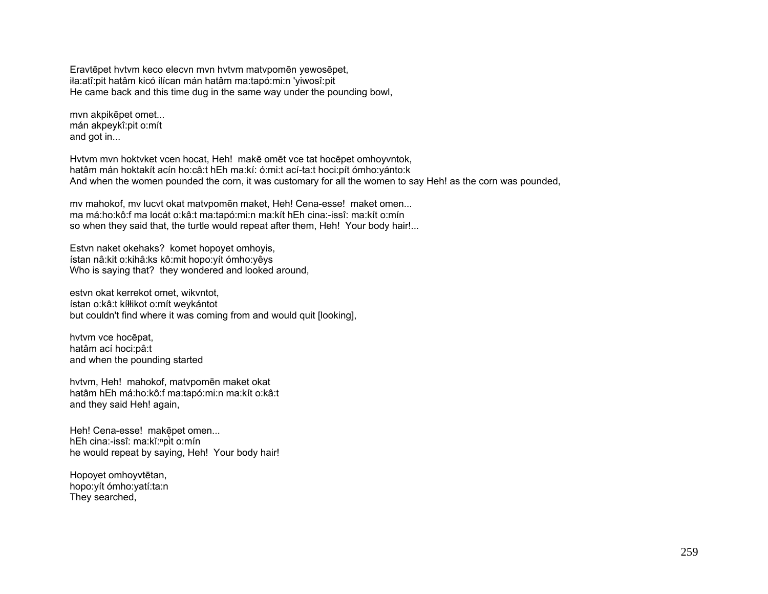Eravtēpet hvtvm keco elecvn mvn hvtvm matvpomēn yewosēpet,
iła:atî:pit hatâm kicó ilícan mán hatâm ma:tapó:mi:n 'yiwosî:pit
He came back and this time dug in the same way under the pounding bowl,

mvn akpikēpet omet...
mán akpeykî:pit o:mít
and got in...

Hvtvm mvn hoktvket vcen hocat, Heh!  makē omēt vce tat hocēpet omhoyvntok,
hatâm mán hoktakít acín ho:câ:t hEh ma:kí: ó:mi:t ací-ta:t hoci:pít ómho:yánto:k
And when the women pounded the corn, it was customary for all the women to say Heh! as the corn was pounded,

mv mahokof, mv lucvt okat matvpomēn maket, Heh! Cena-esse!  maket omen...
ma má:ho:kô:f ma locát o:kâ:t ma:tapó:mi:n ma:kít hEh cina:-issî: ma:kít o:mín
so when they said that, the turtle would repeat after them, Heh!  Your body hair!...

Estvn naket okehaks?  komet hopoyet omhoyis,
ístan nâ:kit o:kihâ:ks kô:mit hopo:yít ómho:yêys
Who is saying that?  they wondered and looked around,

estvn okat kerrekot omet, wikvntot,
ístan o:kâ:t kíłłikot o:mít weykántot
but couldn't find where it was coming from and would quit [looking],

hvtvm vce hocēpat,
hatâm ací hoci:pâ:t
and when the pounding started

hvtvm, Heh!  mahokof, matvpomēn maket okat
hatâm hEh má:ho:kô:f ma:tapó:mi:n ma:kít o:kâ:t
and they said Heh! again,

Heh! Cena-esse!  makẹ̄pet omen...
hEh cina:-issî: ma:kĭ:ⁿpit o:mín
he would repeat by saying, Heh!  Your body hair!

Hopoyet omhoyvtētan,
hopo:yít ómho:yatí:ta:n
They searched,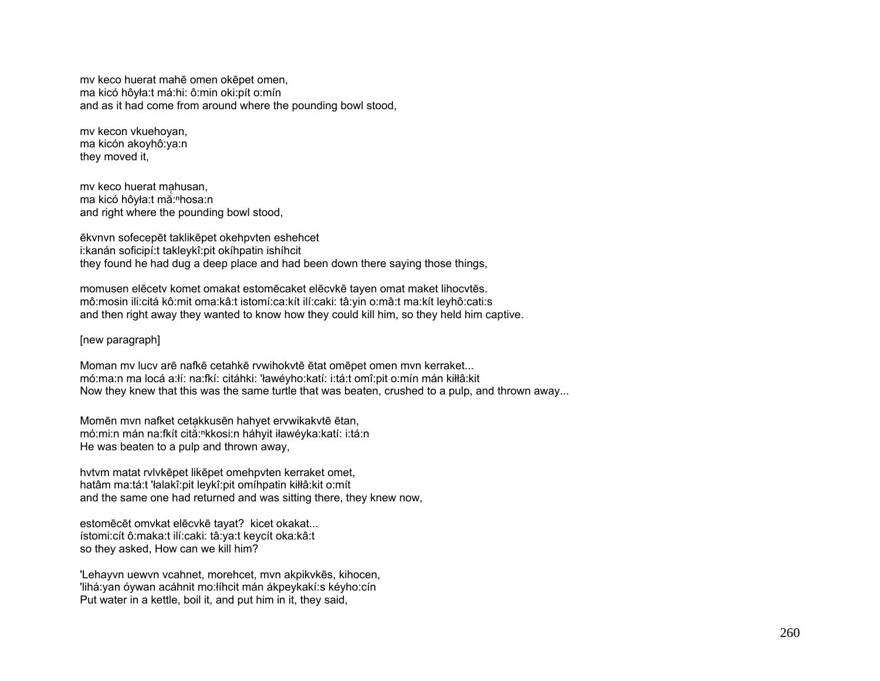mv keco huerat mahē omen okēpet omen,
ma kicó hôyła:t má:hi: ô:min oki:pít o:mín
and as it had come from around where the pounding bowl stood,

mv kecon vkuehoyan,
ma kicón akoyhô:ya:n
they moved it,

mv keco huerat mahusan,
ma kicó hôyła:t mă̢:ⁿhosa:n
and right where the pounding bowl stood,

ēkvnvn sofecepēt taklikēpet okehpvten eshehcet
i:kanán soficipí:t takleykî:pit okíhpatin ishíhcit
they found he had dug a deep place and had been down there saying those things,

momusen elēcetv komet omakat estomēcaket elēcvkē tayen omat maket lihocvtēs.
mô:mosin ili:citá kô:mit oma:kâ:t istomí:ca:kít ilí:caki: tâ:yin o:mâ:t ma:kít leyhô:cati:s
and then right away they wanted to know how they could kill him, so they held him captive.

[new paragraph]

Moman mv lucv arē nafkē cetahkē rvwihokvtē ētat omēpet omen mvn kerraket...
mó:ma:n ma locá a:łí: na:fkí: citáhki: 'ławéyho:katí: i:tá:t omî:pit o:mín mán kiłłâ:kit
Now they knew that this was the same turtle that was beaten, crushed to a pulp, and thrown away...

Momēn mvn nafket cetakkusēn hahyet ervwikakvtē ētan,
mó:mi:n mán na:fkít cită̢:ⁿkkosi:n háhyit iławéyka:katí: i:tá:n
He was beaten to a pulp and thrown away,

hvtvm matat rvlvkēpet likēpet omehpvten kerraket omet,
hatâm ma:tá:t 'łalakî:pit leykî:pit omíhpatin kiłłâ:kit o:mít
and the same one had returned and was sitting there, they knew now,

estomēcēt omvkat elēcvkē tayat? kicet okakat...
ístomi:cít ô:maka:t ilí:caki: tâ:ya:t keycít oka:kâ:t
so they asked, How can we kill him?

'Lehayvn uewvn vcahnet, morehcet, mvn akpikvkēs, kihocen,
'lihá:yan óywan acáhnit mo:łíhcit mán ákpeykakí:s kéyho:cín
Put water in a kettle, boil it, and put him in it, they said,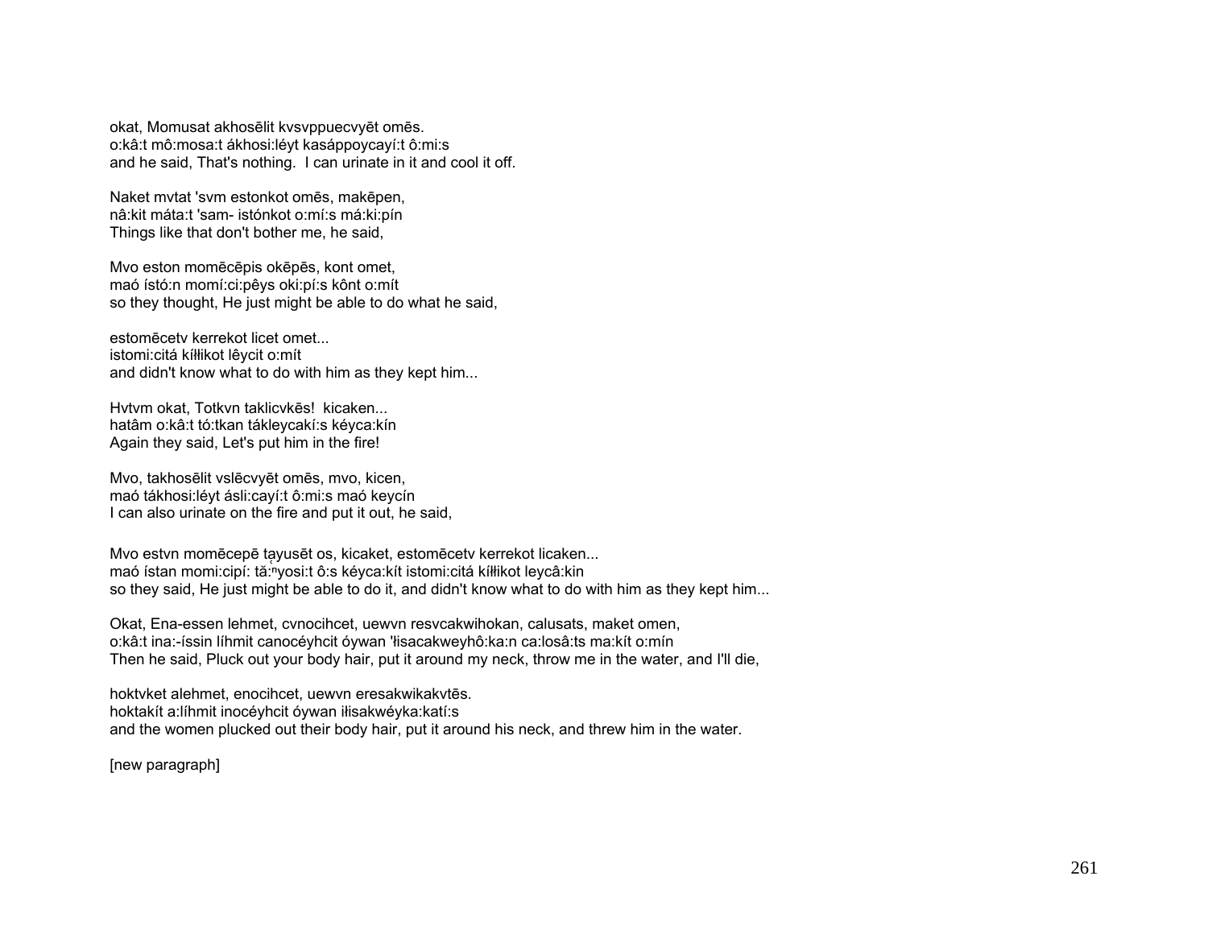okat, Momusat akhosēlit kvsvppuecvyēt omēs.
o:kâ:t mô:mosa:t ákhosi:léyt kasáppoycayí:t ô:mi:s
and he said, That's nothing. I can urinate in it and cool it off.

Naket mvtat 'svm estonkot omēs, makēpen,
nâ:kit máta:t 'sam- istónkot o:mí:s má:ki:pín
Things like that don't bother me, he said,

Mvo eston momēcēpis okēpēs, kont omet,
maó ístó:n momí:ci:pêys oki:pí:s kônt o:mít
so they thought, He just might be able to do what he said,

estomēcetv kerrekot licet omet...
istomi:citá kíłłikot lêycit o:mít
and didn't know what to do with him as they kept him...

Hvtvm okat, Totkvn taklicvkēs! kicaken...
hatâm o:kâ:t tó:tkan tákleycakí:s kéyca:kín
Again they said, Let's put him in the fire!

Mvo, takhosēlit vslēcvyēt omēs, mvo, kicen,
maó tákhosi:léyt ásli:cayí:t ô:mi:s maó keycín
I can also urinate on the fire and put it out, he said,

Mvo estvn momēcepē tạyusēt os, kicaket, estomēcetv kerrekot licaken...
maó ístan momi:cipí: tă:$^{n}$yosi:t ô:s kéyca:kít istomi:citá kíłłikot leycâ:kin
so they said, He just might be able to do it, and didn't know what to do with him as they kept him...

Okat, Ena-essen lehmet, cvnocihcet, uewvn resvcakwihokan, calusats, maket omen,
o:kâ:t ina:-íssin líhmit canocéyhcit óywan 'łisacakweyhô:ka:n ca:losâ:ts ma:kít o:mín
Then he said, Pluck out your body hair, put it around my neck, throw me in the water, and I'll die,

hoktvket alehmet, enocihcet, uewvn eresakwikakvtēs.
hoktakít a:líhmit inocéyhcit óywan iłisakwéyka:katí:s
and the women plucked out their body hair, put it around his neck, and threw him in the water.

[new paragraph]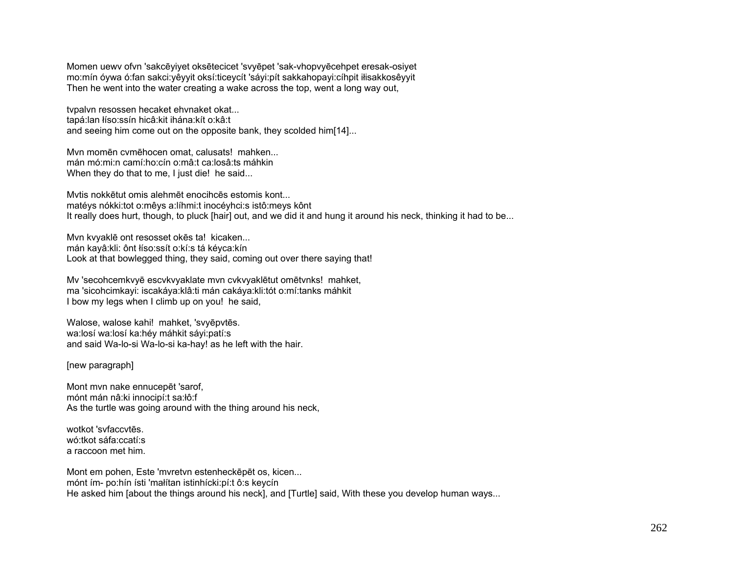Momen uewv ofvn 'sakcēyiyet oksētecicet 'svyēpet 'sak-vhopvyēcehpet eresak-osiyet
mo:mín óywa ó:fan sakci:yêyyit oksí:ticeycít 'sáyi:pít sakkahopayi:cíhpit iɬisakkosêyyit
Then he went into the water creating a wake across the top, went a long way out,

tvpalvn resossen hecaket ehvnaket okat...
tapá:lan ɬíso:ssín hicâ:kit ihána:kít o:kâ:t
and seeing him come out on the opposite bank, they scolded him[14]...

Mvn momēn cvmēhocen omat, calusats! mahken...
mán mó:mi:n camí:ho:cín o:mâ:t ca:losâ:ts máhkin
When they do that to me, I just die! he said...

Mvtis nokkētut omis alehmēt enocihcēs estomis kont...
matéys nókki:tot o:mêys a:líhmi:t inocéyhci:s istô:meys kônt
It really does hurt, though, to pluck [hair] out, and we did it and hung it around his neck, thinking it had to be...

Mvn kvyaklē ont resosset okēs ta! kicaken...
mán kayâ:kli: ônt ɬíso:ssít o:kí:s tá kéyca:kín
Look at that bowlegged thing, they said, coming out over there saying that!

Mv 'secohcemkvyē escvkvyaklate mvn cvkvyaklētut omētvnks! mahket,
ma 'sicohcimkayi: iscakáya:klâ:ti mán cakáya:kli:tót o:mí:tanks máhkit
I bow my legs when I climb up on you! he said,

Walose, walose kahi! mahket, 'svyēpvtēs.
wa:losí wa:losí ka:héy máhkit sáyi:patí:s
and said Wa-lo-si Wa-lo-si ka-hay! as he left with the hair.

[new paragraph]

Mont mvn nake ennucepēt 'sarof,
mónt mán nâ:ki innocipí:t sa:ɬô:f
As the turtle was going around with the thing around his neck,

wotkot 'svfaccvtēs.
wó:tkot sáfa:ccatí:s
a raccoon met him.

Mont em pohen, Este 'mvretvn estenheckēpēt os, kicen...
mónt ím- po:hín ísti 'maɬítan istinhícki:pí:t ô:s keycín
He asked him [about the things around his neck], and [Turtle] said, With these you develop human ways...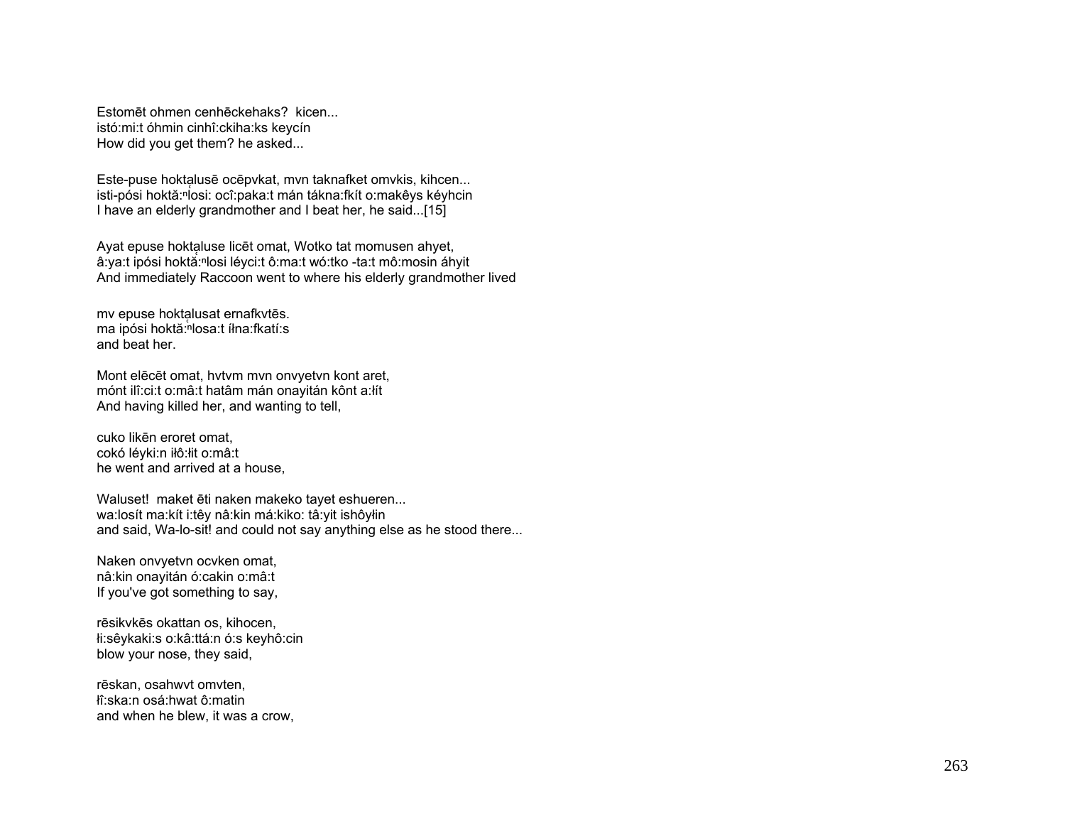Estomēt ohmen cenhēckehaks?  kicen...
istó:mi:t óhmin cinhî:ckiha:ks keycín
How did you get them? he asked...

Este-puse hoktạlusē ocēpvkat, mvn taknafket omvkis, kihcen...
isti-pósi hoktă:ⁿlosi: ocî:paka:t mán tákna:fkít o:makêys kéyhcin
I have an elderly grandmother and I beat her, he said...[15]

Ayat epuse hoktạluse licēt omat, Wotko tat momusen ahyet,
â:ya:t ipósi hoktă:ⁿlosi léyci:t ô:ma:t wó:tko -ta:t mô:mosin áhyit
And immediately Raccoon went to where his elderly grandmother lived

mv epuse hoktạlusat ernafkvtēs.
ma ipósi hoktă:ⁿlosa:t íłna:fkatí:s
and beat her.

Mont elēcēt omat, hvtvm mvn onvyetvn kont aret,
mónt ilî:ci:t o:mâ:t hatâm mán onayitán kônt a:łít
And having killed her, and wanting to tell,

cuko likēn eroret omat,
cokó léyki:n iłô:łit o:mâ:t
he went and arrived at a house,

Waluset!  maket ēti naken makeko tayet eshueren...
wa:losít ma:kít i:têy nâ:kin má:kiko: tâ:yit ishôyłin
and said, Wa-lo-sit! and could not say anything else as he stood there...

Naken onvyetvn ocvken omat,
nâ:kin onayitán ó:cakin o:mâ:t
If you've got something to say,

rēsikvkēs okattan os, kihocen,
łi:sêykaki:s o:kâ:ttá:n ó:s keyhô:cin
blow your nose, they said,

rēskan, osahwvt omvten,
łî:ska:n osá:hwat ô:matin
and when he blew, it was a crow,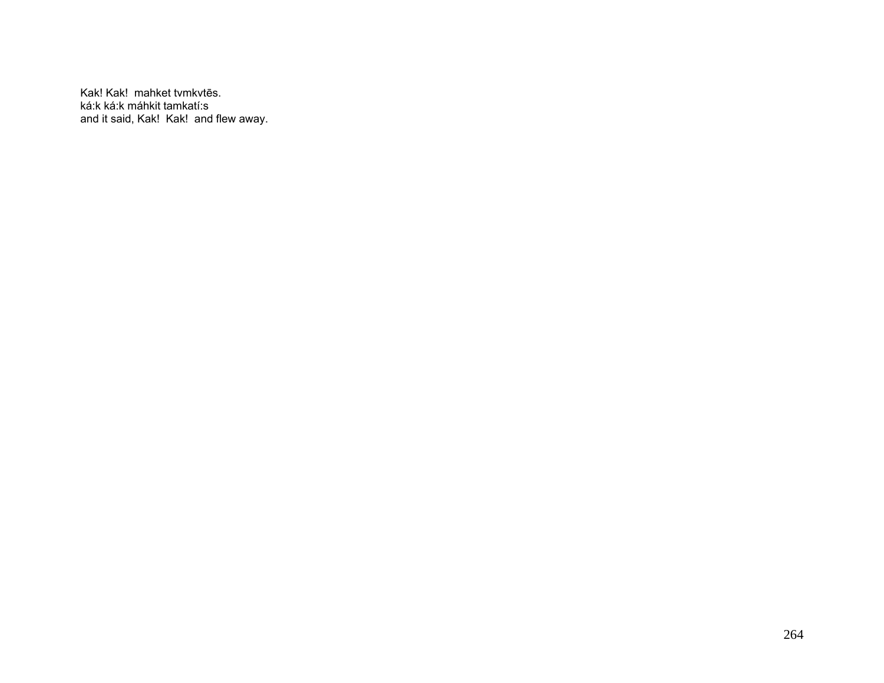Kak! Kak! mahket tvmkvtēs.
ká:k ká:k máhkit tamkatí:s
and it said, Kak! Kak! and flew away.